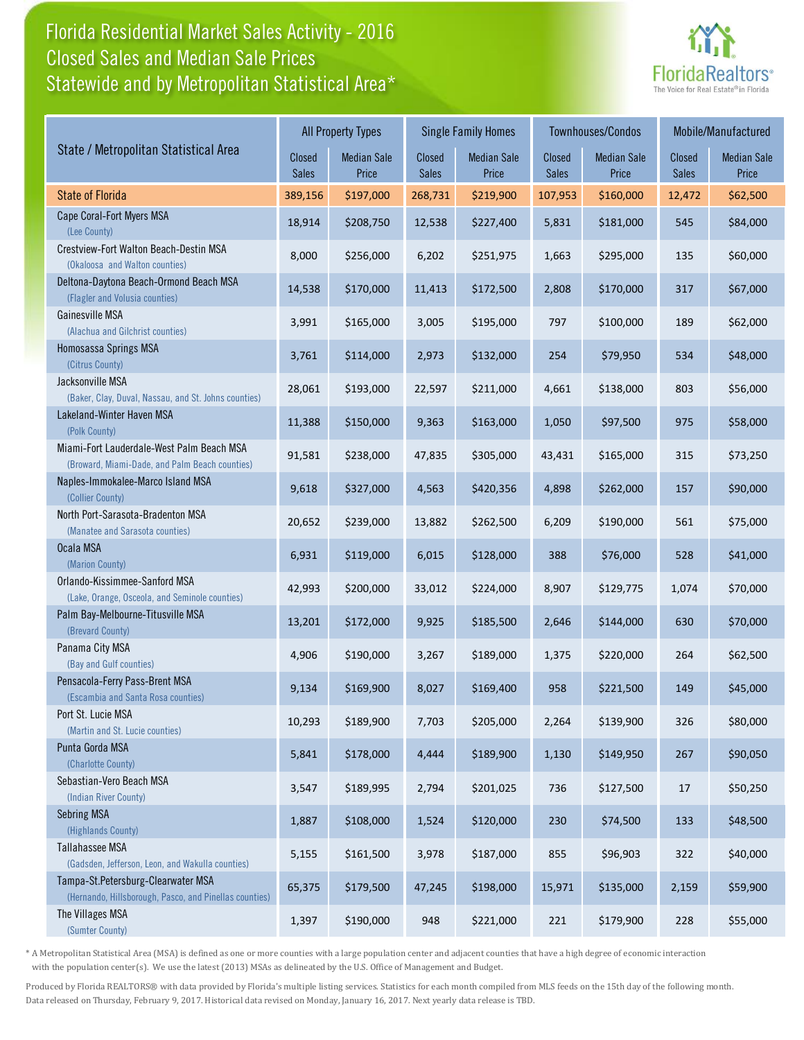# Florida Residential Market Sales Activity - 2016
## Closed Sales and Median Sale Prices
## Statewide and by Metropolitan Statistical Area*

FloridaRealtors® The Voice for Real Estate® in Florida

| State / Metropolitan Statistical Area | All Property Types | | Single Family Homes | | Townhouses/Condos | | Mobile/Manufactured | |
|---|---|---|---|---|---|---|---|---|
| | Closed Sales | Median Sale Price | Closed Sales | Median Sale Price | Closed Sales | Median Sale Price | Closed Sales | Median Sale Price |
| State of Florida | 389,156 | $197,000 | 268,731 | $219,900 | 107,953 | $160,000 | 12,472 | $62,500 |
| Cape Coral-Fort Myers MSA (Lee County) | 18,914 | $208,750 | 12,538 | $227,400 | 5,831 | $181,000 | 545 | $84,000 |
| Crestview-Fort Walton Beach-Destin MSA (Okaloosa and Walton counties) | 8,000 | $256,000 | 6,202 | $251,975 | 1,663 | $295,000 | 135 | $60,000 |
| Deltona-Daytona Beach-Ormond Beach MSA (Flagler and Volusia counties) | 14,538 | $170,000 | 11,413 | $172,500 | 2,808 | $170,000 | 317 | $67,000 |
| Gainesville MSA (Alachua and Gilchrist counties) | 3,991 | $165,000 | 3,005 | $195,000 | 797 | $100,000 | 189 | $62,000 |
| Homosassa Springs MSA (Citrus County) | 3,761 | $114,000 | 2,973 | $132,000 | 254 | $79,950 | 534 | $48,000 |
| Jacksonville MSA (Baker, Clay, Duval, Nassau, and St. Johns counties) | 28,061 | $193,000 | 22,597 | $211,000 | 4,661 | $138,000 | 803 | $56,000 |
| Lakeland-Winter Haven MSA (Polk County) | 11,388 | $150,000 | 9,363 | $163,000 | 1,050 | $97,500 | 975 | $58,000 |
| Miami-Fort Lauderdale-West Palm Beach MSA (Broward, Miami-Dade, and Palm Beach counties) | 91,581 | $238,000 | 47,835 | $305,000 | 43,431 | $165,000 | 315 | $73,250 |
| Naples-Immokalee-Marco Island MSA (Collier County) | 9,618 | $327,000 | 4,563 | $420,356 | 4,898 | $262,000 | 157 | $90,000 |
| North Port-Sarasota-Bradenton MSA (Manatee and Sarasota counties) | 20,652 | $239,000 | 13,882 | $262,500 | 6,209 | $190,000 | 561 | $75,000 |
| Ocala MSA (Marion County) | 6,931 | $119,000 | 6,015 | $128,000 | 388 | $76,000 | 528 | $41,000 |
| Orlando-Kissimmee-Sanford MSA (Lake, Orange, Osceola, and Seminole counties) | 42,993 | $200,000 | 33,012 | $224,000 | 8,907 | $129,775 | 1,074 | $70,000 |
| Palm Bay-Melbourne-Titusville MSA (Brevard County) | 13,201 | $172,000 | 9,925 | $185,500 | 2,646 | $144,000 | 630 | $70,000 |
| Panama City MSA (Bay and Gulf counties) | 4,906 | $190,000 | 3,267 | $189,000 | 1,375 | $220,000 | 264 | $62,500 |
| Pensacola-Ferry Pass-Brent MSA (Escambia and Santa Rosa counties) | 9,134 | $169,900 | 8,027 | $169,400 | 958 | $221,500 | 149 | $45,000 |
| Port St. Lucie MSA (Martin and St. Lucie counties) | 10,293 | $189,900 | 7,703 | $205,000 | 2,264 | $139,900 | 326 | $80,000 |
| Punta Gorda MSA (Charlotte County) | 5,841 | $178,000 | 4,444 | $189,900 | 1,130 | $149,950 | 267 | $90,050 |
| Sebastian-Vero Beach MSA (Indian River County) | 3,547 | $189,995 | 2,794 | $201,025 | 736 | $127,500 | 17 | $50,250 |
| Sebring MSA (Highlands County) | 1,887 | $108,000 | 1,524 | $120,000 | 230 | $74,500 | 133 | $48,500 |
| Tallahassee MSA (Gadsden, Jefferson, Leon, and Wakulla counties) | 5,155 | $161,500 | 3,978 | $187,000 | 855 | $96,903 | 322 | $40,000 |
| Tampa-St.Petersburg-Clearwater MSA (Hernando, Hillsborough, Pasco, and Pinellas counties) | 65,375 | $179,500 | 47,245 | $198,000 | 15,971 | $135,000 | 2,159 | $59,900 |
| The Villages MSA (Sumter County) | 1,397 | $190,000 | 948 | $221,000 | 221 | $179,900 | 228 | $55,000 |

* A Metropolitan Statistical Area (MSA) is defined as one or more counties with a large population center and adjacent counties that have a high degree of economic interaction with the population center(s). We use the latest (2013) MSAs as delineated by the U.S. Office of Management and Budget.

Produced by Florida REALTORS® with data provided by Florida's multiple listing services. Statistics for each month compiled from MLS feeds on the 15th day of the following month. Data released on Thursday, February 9, 2017. Historical data revised on Monday, January 16, 2017. Next yearly data release is TBD.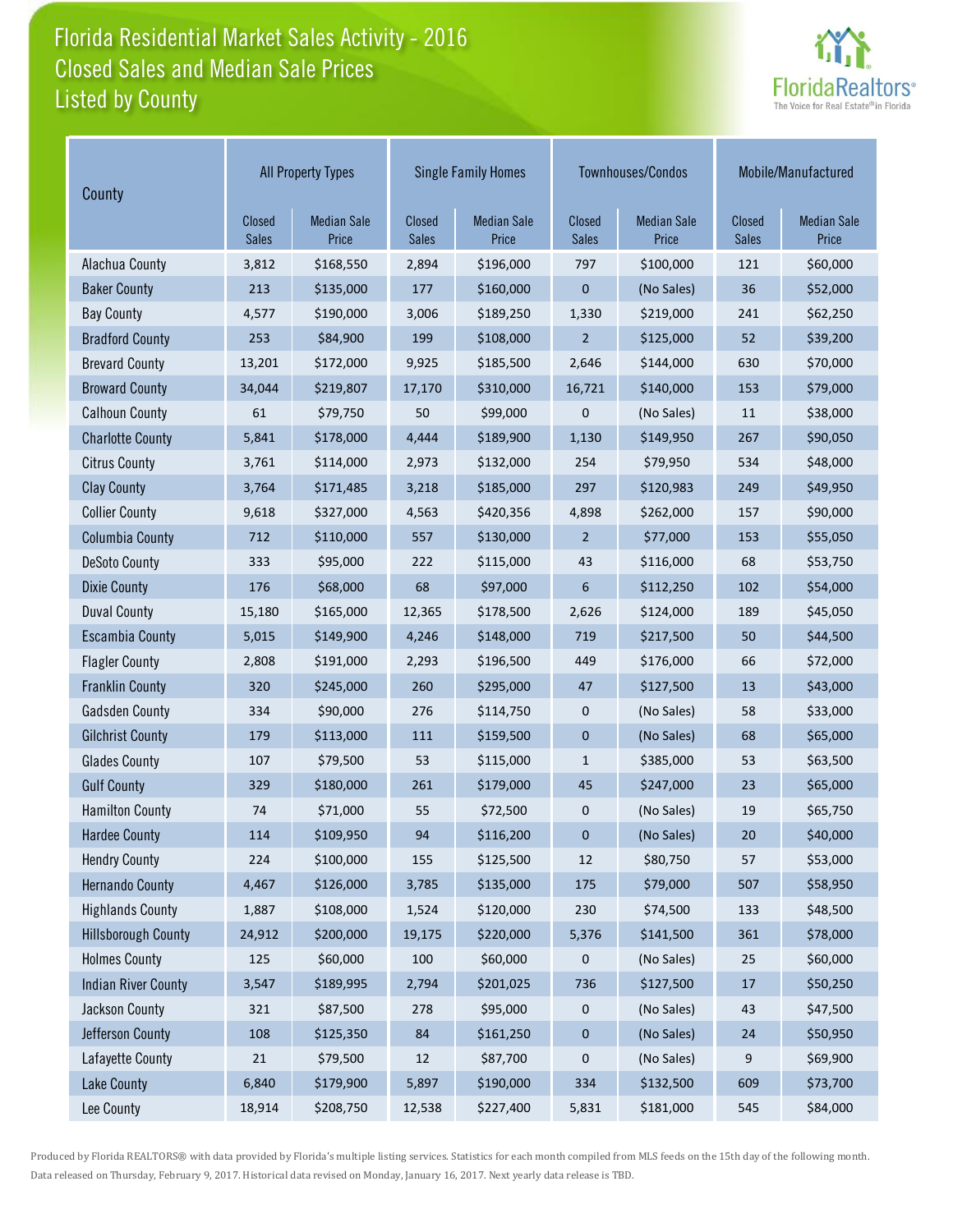# Florida Residential Market Sales Activity - 2016
## Closed Sales and Median Sale Prices
### Listed by County

| County | All Property Types | | Single Family Homes | | Townhouses/Condos | | Mobile/Manufactured | |
|---|---|---|---|---|---|---|---|---|
| | Closed Sales | Median Sale Price | Closed Sales | Median Sale Price | Closed Sales | Median Sale Price | Closed Sales | Median Sale Price |
| Alachua County | 3,812 | $168,550 | 2,894 | $196,000 | 797 | $100,000 | 121 | $60,000 |
| Baker County | 213 | $135,000 | 177 | $160,000 | 0 | (No Sales) | 36 | $52,000 |
| Bay County | 4,577 | $190,000 | 3,006 | $189,250 | 1,330 | $219,000 | 241 | $62,250 |
| Bradford County | 253 | $84,900 | 199 | $108,000 | 2 | $125,000 | 52 | $39,200 |
| Brevard County | 13,201 | $172,000 | 9,925 | $185,500 | 2,646 | $144,000 | 630 | $70,000 |
| Broward County | 34,044 | $219,807 | 17,170 | $310,000 | 16,721 | $140,000 | 153 | $79,000 |
| Calhoun County | 61 | $79,750 | 50 | $99,000 | 0 | (No Sales) | 11 | $38,000 |
| Charlotte County | 5,841 | $178,000 | 4,444 | $189,900 | 1,130 | $149,950 | 267 | $90,050 |
| Citrus County | 3,761 | $114,000 | 2,973 | $132,000 | 254 | $79,950 | 534 | $48,000 |
| Clay County | 3,764 | $171,485 | 3,218 | $185,000 | 297 | $120,983 | 249 | $49,950 |
| Collier County | 9,618 | $327,000 | 4,563 | $420,356 | 4,898 | $262,000 | 157 | $90,000 |
| Columbia County | 712 | $110,000 | 557 | $130,000 | 2 | $77,000 | 153 | $55,050 |
| DeSoto County | 333 | $95,000 | 222 | $115,000 | 43 | $116,000 | 68 | $53,750 |
| Dixie County | 176 | $68,000 | 68 | $97,000 | 6 | $112,250 | 102 | $54,000 |
| Duval County | 15,180 | $165,000 | 12,365 | $178,500 | 2,626 | $124,000 | 189 | $45,050 |
| Escambia County | 5,015 | $149,900 | 4,246 | $148,000 | 719 | $217,500 | 50 | $44,500 |
| Flagler County | 2,808 | $191,000 | 2,293 | $196,500 | 449 | $176,000 | 66 | $72,000 |
| Franklin County | 320 | $245,000 | 260 | $295,000 | 47 | $127,500 | 13 | $43,000 |
| Gadsden County | 334 | $90,000 | 276 | $114,750 | 0 | (No Sales) | 58 | $33,000 |
| Gilchrist County | 179 | $113,000 | 111 | $159,500 | 0 | (No Sales) | 68 | $65,000 |
| Glades County | 107 | $79,500 | 53 | $115,000 | 1 | $385,000 | 53 | $63,500 |
| Gulf County | 329 | $180,000 | 261 | $179,000 | 45 | $247,000 | 23 | $65,000 |
| Hamilton County | 74 | $71,000 | 55 | $72,500 | 0 | (No Sales) | 19 | $65,750 |
| Hardee County | 114 | $109,950 | 94 | $116,200 | 0 | (No Sales) | 20 | $40,000 |
| Hendry County | 224 | $100,000 | 155 | $125,500 | 12 | $80,750 | 57 | $53,000 |
| Hernando County | 4,467 | $126,000 | 3,785 | $135,000 | 175 | $79,000 | 507 | $58,950 |
| Highlands County | 1,887 | $108,000 | 1,524 | $120,000 | 230 | $74,500 | 133 | $48,500 |
| Hillsborough County | 24,912 | $200,000 | 19,175 | $220,000 | 5,376 | $141,500 | 361 | $78,000 |
| Holmes County | 125 | $60,000 | 100 | $60,000 | 0 | (No Sales) | 25 | $60,000 |
| Indian River County | 3,547 | $189,995 | 2,794 | $201,025 | 736 | $127,500 | 17 | $50,250 |
| Jackson County | 321 | $87,500 | 278 | $95,000 | 0 | (No Sales) | 43 | $47,500 |
| Jefferson County | 108 | $125,350 | 84 | $161,250 | 0 | (No Sales) | 24 | $50,950 |
| Lafayette County | 21 | $79,500 | 12 | $87,700 | 0 | (No Sales) | 9 | $69,900 |
| Lake County | 6,840 | $179,900 | 5,897 | $190,000 | 334 | $132,500 | 609 | $73,700 |
| Lee County | 18,914 | $208,750 | 12,538 | $227,400 | 5,831 | $181,000 | 545 | $84,000 |

Produced by Florida REALTORS® with data provided by Florida's multiple listing services. Statistics for each month compiled from MLS feeds on the 15th day of the following month. Data released on Thursday, February 9, 2017. Historical data revised on Monday, January 16, 2017. Next yearly data release is TBD.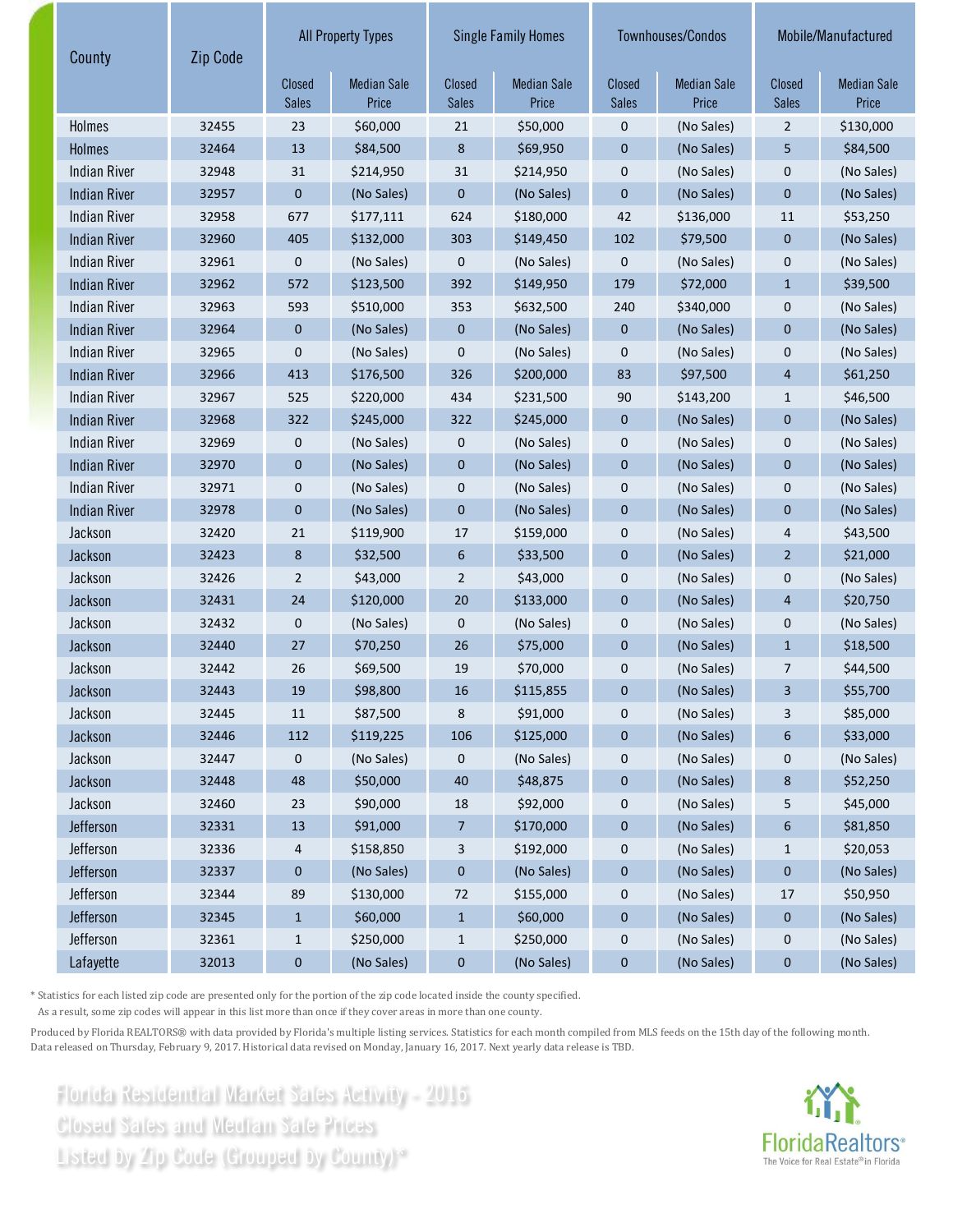| County | Zip Code | All Property Types | | Single Family Homes | | Townhouses/Condos | | Mobile/Manufactured | |
|---|---|---|---|---|---|---|---|---|---|
| | | Closed Sales | Median Sale Price | Closed Sales | Median Sale Price | Closed Sales | Median Sale Price | Closed Sales | Median Sale Price |
| Holmes | 32455 | 23 | $60,000 | 21 | $50,000 | 0 | (No Sales) | 2 | $130,000 |
| Holmes | 32464 | 13 | $84,500 | 8 | $69,950 | 0 | (No Sales) | 5 | $84,500 |
| Indian River | 32948 | 31 | $214,950 | 31 | $214,950 | 0 | (No Sales) | 0 | (No Sales) |
| Indian River | 32957 | 0 | (No Sales) | 0 | (No Sales) | 0 | (No Sales) | 0 | (No Sales) |
| Indian River | 32958 | 677 | $177,111 | 624 | $180,000 | 42 | $136,000 | 11 | $53,250 |
| Indian River | 32960 | 405 | $132,000 | 303 | $149,450 | 102 | $79,500 | 0 | (No Sales) |
| Indian River | 32961 | 0 | (No Sales) | 0 | (No Sales) | 0 | (No Sales) | 0 | (No Sales) |
| Indian River | 32962 | 572 | $123,500 | 392 | $149,950 | 179 | $72,000 | 1 | $39,500 |
| Indian River | 32963 | 593 | $510,000 | 353 | $632,500 | 240 | $340,000 | 0 | (No Sales) |
| Indian River | 32964 | 0 | (No Sales) | 0 | (No Sales) | 0 | (No Sales) | 0 | (No Sales) |
| Indian River | 32965 | 0 | (No Sales) | 0 | (No Sales) | 0 | (No Sales) | 0 | (No Sales) |
| Indian River | 32966 | 413 | $176,500 | 326 | $200,000 | 83 | $97,500 | 4 | $61,250 |
| Indian River | 32967 | 525 | $220,000 | 434 | $231,500 | 90 | $143,200 | 1 | $46,500 |
| Indian River | 32968 | 322 | $245,000 | 322 | $245,000 | 0 | (No Sales) | 0 | (No Sales) |
| Indian River | 32969 | 0 | (No Sales) | 0 | (No Sales) | 0 | (No Sales) | 0 | (No Sales) |
| Indian River | 32970 | 0 | (No Sales) | 0 | (No Sales) | 0 | (No Sales) | 0 | (No Sales) |
| Indian River | 32971 | 0 | (No Sales) | 0 | (No Sales) | 0 | (No Sales) | 0 | (No Sales) |
| Indian River | 32978 | 0 | (No Sales) | 0 | (No Sales) | 0 | (No Sales) | 0 | (No Sales) |
| Jackson | 32420 | 21 | $119,900 | 17 | $159,000 | 0 | (No Sales) | 4 | $43,500 |
| Jackson | 32423 | 8 | $32,500 | 6 | $33,500 | 0 | (No Sales) | 2 | $21,000 |
| Jackson | 32426 | 2 | $43,000 | 2 | $43,000 | 0 | (No Sales) | 0 | (No Sales) |
| Jackson | 32431 | 24 | $120,000 | 20 | $133,000 | 0 | (No Sales) | 4 | $20,750 |
| Jackson | 32432 | 0 | (No Sales) | 0 | (No Sales) | 0 | (No Sales) | 0 | (No Sales) |
| Jackson | 32440 | 27 | $70,250 | 26 | $75,000 | 0 | (No Sales) | 1 | $18,500 |
| Jackson | 32442 | 26 | $69,500 | 19 | $70,000 | 0 | (No Sales) | 7 | $44,500 |
| Jackson | 32443 | 19 | $98,800 | 16 | $115,855 | 0 | (No Sales) | 3 | $55,700 |
| Jackson | 32445 | 11 | $87,500 | 8 | $91,000 | 0 | (No Sales) | 3 | $85,000 |
| Jackson | 32446 | 112 | $119,225 | 106 | $125,000 | 0 | (No Sales) | 6 | $33,000 |
| Jackson | 32447 | 0 | (No Sales) | 0 | (No Sales) | 0 | (No Sales) | 0 | (No Sales) |
| Jackson | 32448 | 48 | $50,000 | 40 | $48,875 | 0 | (No Sales) | 8 | $52,250 |
| Jackson | 32460 | 23 | $90,000 | 18 | $92,000 | 0 | (No Sales) | 5 | $45,000 |
| Jefferson | 32331 | 13 | $91,000 | 7 | $170,000 | 0 | (No Sales) | 6 | $81,850 |
| Jefferson | 32336 | 4 | $158,850 | 3 | $192,000 | 0 | (No Sales) | 1 | $20,053 |
| Jefferson | 32337 | 0 | (No Sales) | 0 | (No Sales) | 0 | (No Sales) | 0 | (No Sales) |
| Jefferson | 32344 | 89 | $130,000 | 72 | $155,000 | 0 | (No Sales) | 17 | $50,950 |
| Jefferson | 32345 | 1 | $60,000 | 1 | $60,000 | 0 | (No Sales) | 0 | (No Sales) |
| Jefferson | 32361 | 1 | $250,000 | 1 | $250,000 | 0 | (No Sales) | 0 | (No Sales) |
| Lafayette | 32013 | 0 | (No Sales) | 0 | (No Sales) | 0 | (No Sales) | 0 | (No Sales) |

* Statistics for each listed zip code are presented only for the portion of the zip code located inside the county specified.
As a result, some zip codes will appear in this list more than once if they cover areas in more than one county.

Produced by Florida REALTORS® with data provided by Florida's multiple listing services. Statistics for each month compiled from MLS feeds on the 15th day of the following month. Data released on Thursday, February 9, 2017. Historical data revised on Monday, January 16, 2017. Next yearly data release is TBD.

Florida Residential Market Sales Activity - 2016
Closed Sales and Median Sale Prices
Listed by Zip Code (Grouped by County)*

FloridaRealtors®
The Voice for Real Estate® in Florida